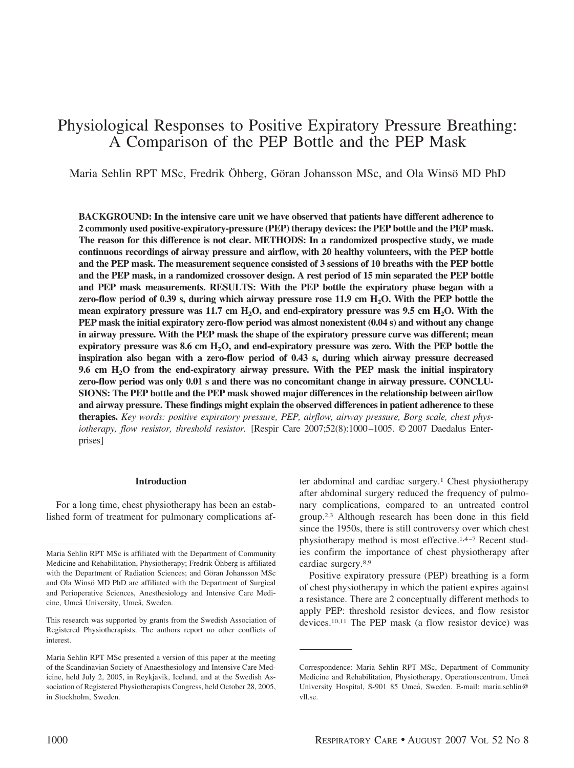# Physiological Responses to Positive Expiratory Pressure Breathing: A Comparison of the PEP Bottle and the PEP Mask

Maria Sehlin RPT MSc, Fredrik Öhberg, Göran Johansson MSc, and Ola Winsö MD PhD

**BACKGROUND: In the intensive care unit we have observed that patients have different adherence to 2 commonly used positive-expiratory-pressure (PEP) therapy devices: the PEP bottle and the PEP mask. The reason for this difference is not clear. METHODS: In a randomized prospective study, we made continuous recordings of airway pressure and airflow, with 20 healthy volunteers, with the PEP bottle and the PEP mask. The measurement sequence consisted of 3 sessions of 10 breaths with the PEP bottle and the PEP mask, in a randomized crossover design. A rest period of 15 min separated the PEP bottle and PEP mask measurements. RESULTS: With the PEP bottle the expiratory phase began with a zero-flow period of 0.39 s, during which airway pressure rose 11.9 cm $H_2O$. With the PEP bottle the mean expiratory pressure was 11.7 cm $H_2O$, and end-expiratory pressure was 9.5 cm $H_2O$. With the PEP mask the initial expiratory zero-flow period was almost nonexistent (0.04 s) and without any change in airway pressure. With the PEP mask the shape of the expiratory pressure curve was different; mean expiratory pressure was 8.6 cm $H_2O$, and end-expiratory pressure was zero. With the PEP bottle the inspiration also began with a zero-flow period of 0.43 s, during which airway pressure decreased 9.6 cm $H_2O$ from the end-expiratory airway pressure. With the PEP mask the initial inspiratory zero-flow period was only 0.01 s and there was no concomitant change in airway pressure. CONCLUSIONS: The PEP bottle and the PEP mask showed major differences in the relationship between airflow and airway pressure. These findings might explain the observed differences in patient adherence to these therapies.** *Key words: positive expiratory pressure, PEP, airflow, airway pressure, Borg scale, chest physiotherapy, flow resistor, threshold resistor.* [Respir Care 2007;52(8):1000–1005. © 2007 Daedalus Enterprises]

## Introduction

For a long time, chest physiotherapy has been an established form of treatment for pulmonary complications after abdominal and cardiac surgery.[1] Chest physiotherapy after abdominal surgery reduced the frequency of pulmonary complications, compared to an untreated control group.[2,3] Although research has been done in this field since the 1950s, there is still controversy over which chest physiotherapy method is most effective.[1,4–7] Recent studies confirm the importance of chest physiotherapy after cardiac surgery.[8,9]

Positive expiratory pressure (PEP) breathing is a form of chest physiotherapy in which the patient expires against a resistance. There are 2 conceptually different methods to apply PEP: threshold resistor devices, and flow resistor devices.[10,11] The PEP mask (a flow resistor device) was

---

Maria Sehlin RPT MSc is affiliated with the Department of Community Medicine and Rehabilitation, Physiotherapy; Fredrik Öhberg is affiliated with the Department of Radiation Sciences; and Göran Johansson MSc and Ola Winsö MD PhD are affiliated with the Department of Surgical and Perioperative Sciences, Anesthesiology and Intensive Care Medicine, Umeå University, Umeå, Sweden.

This research was supported by grants from the Swedish Association of Registered Physiotherapists. The authors report no other conflicts of interest.

Maria Sehlin RPT MSc presented a version of this paper at the meeting of the Scandinavian Society of Anaesthesiology and Intensive Care Medicine, held July 2, 2005, in Reykjavik, Iceland, and at the Swedish Association of Registered Physiotherapists Congress, held October 28, 2005, in Stockholm, Sweden.

Correspondence: Maria Sehlin RPT MSc, Department of Community Medicine and Rehabilitation, Physiotherapy, Operationscentrum, Umeå University Hospital, S-901 85 Umeå, Sweden. E-mail: maria.sehlin@vll.se.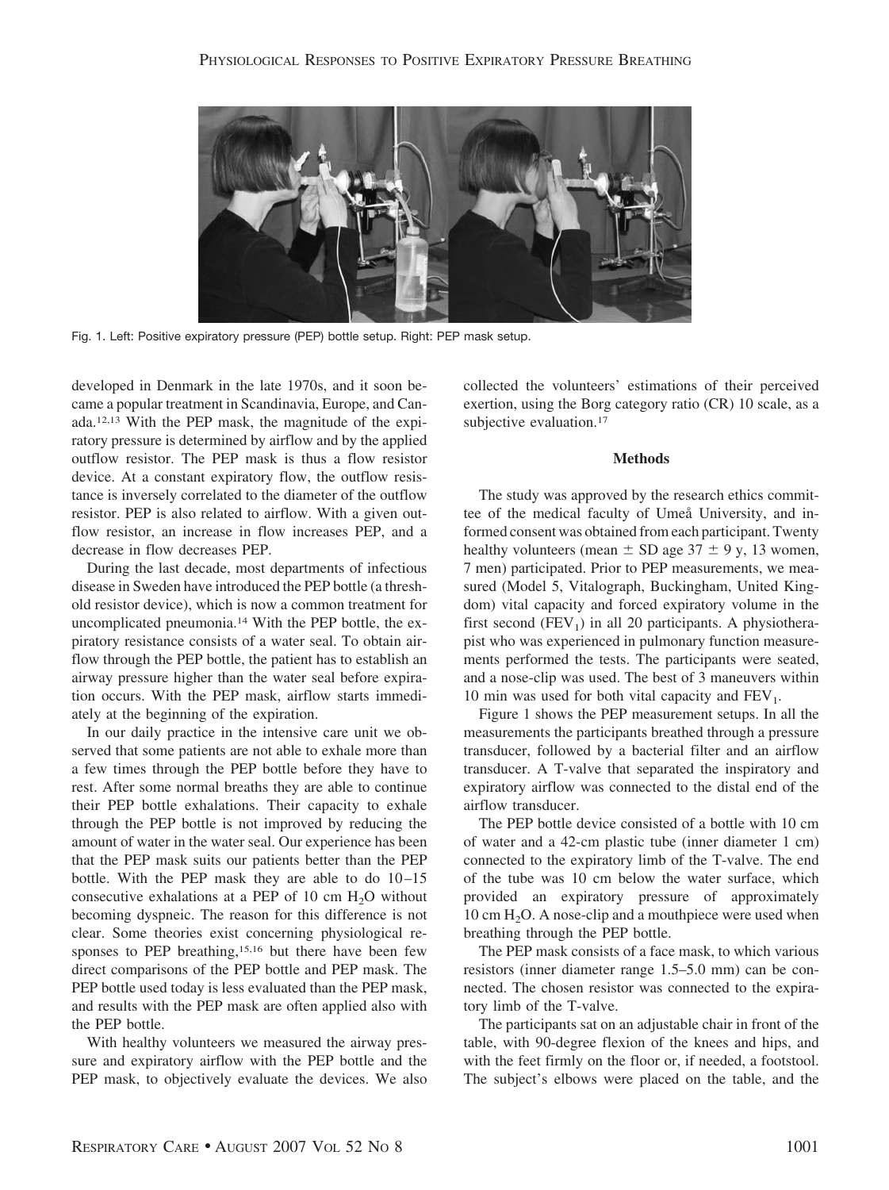Fig. 1. Left: Positive expiratory pressure (PEP) bottle setup. Right: PEP mask setup.

developed in Denmark in the late 1970s, and it soon became a popular treatment in Scandinavia, Europe, and Canada.[12,13] With the PEP mask, the magnitude of the expiratory pressure is determined by airflow and by the applied outflow resistor. The PEP mask is thus a flow resistor device. At a constant expiratory flow, the outflow resistance is inversely correlated to the diameter of the outflow resistor. PEP is also related to airflow. With a given outflow resistor, an increase in flow increases PEP, and a decrease in flow decreases PEP.

During the last decade, most departments of infectious disease in Sweden have introduced the PEP bottle (a threshold resistor device), which is now a common treatment for uncomplicated pneumonia.[14] With the PEP bottle, the expiratory resistance consists of a water seal. To obtain airflow through the PEP bottle, the patient has to establish an airway pressure higher than the water seal before expiration occurs. With the PEP mask, airflow starts immediately at the beginning of the expiration.

In our daily practice in the intensive care unit we observed that some patients are not able to exhale more than a few times through the PEP bottle before they have to rest. After some normal breaths they are able to continue their PEP bottle exhalations. Their capacity to exhale through the PEP bottle is not improved by reducing the amount of water in the water seal. Our experience has been that the PEP mask suits our patients better than the PEP bottle. With the PEP mask they are able to do 10–15 consecutive exhalations at a PEP of 10 cm $H_2O$ without becoming dyspneic. The reason for this difference is not clear. Some theories exist concerning physiological responses to PEP breathing,[15,16] but there have been few direct comparisons of the PEP bottle and PEP mask. The PEP bottle used today is less evaluated than the PEP mask, and results with the PEP mask are often applied also with the PEP bottle.

With healthy volunteers we measured the airway pressure and expiratory airflow with the PEP bottle and the PEP mask, to objectively evaluate the devices. We also collected the volunteers' estimations of their perceived exertion, using the Borg category ratio (CR) 10 scale, as a subjective evaluation.[17]

## Methods

The study was approved by the research ethics committee of the medical faculty of Umeå University, and informed consent was obtained from each participant. Twenty healthy volunteers (mean ± SD age 37 ± 9 y, 13 women, 7 men) participated. Prior to PEP measurements, we measured (Model 5, Vitalograph, Buckingham, United Kingdom) vital capacity and forced expiratory volume in the first second ($FEV_1$) in all 20 participants. A physiotherapist who was experienced in pulmonary function measurements performed the tests. The participants were seated, and a nose-clip was used. The best of 3 maneuvers within 10 min was used for both vital capacity and $FEV_1$.

Figure 1 shows the PEP measurement setups. In all the measurements the participants breathed through a pressure transducer, followed by a bacterial filter and an airflow transducer. A T-valve that separated the inspiratory and expiratory airflow was connected to the distal end of the airflow transducer.

The PEP bottle device consisted of a bottle with 10 cm of water and a 42-cm plastic tube (inner diameter 1 cm) connected to the expiratory limb of the T-valve. The end of the tube was 10 cm below the water surface, which provided an expiratory pressure of approximately 10 cm $H_2O$. A nose-clip and a mouthpiece were used when breathing through the PEP bottle.

The PEP mask consists of a face mask, to which various resistors (inner diameter range 1.5–5.0 mm) can be connected. The chosen resistor was connected to the expiratory limb of the T-valve.

The participants sat on an adjustable chair in front of the table, with 90-degree flexion of the knees and hips, and with the feet firmly on the floor or, if needed, a footstool. The subject's elbows were placed on the table, and the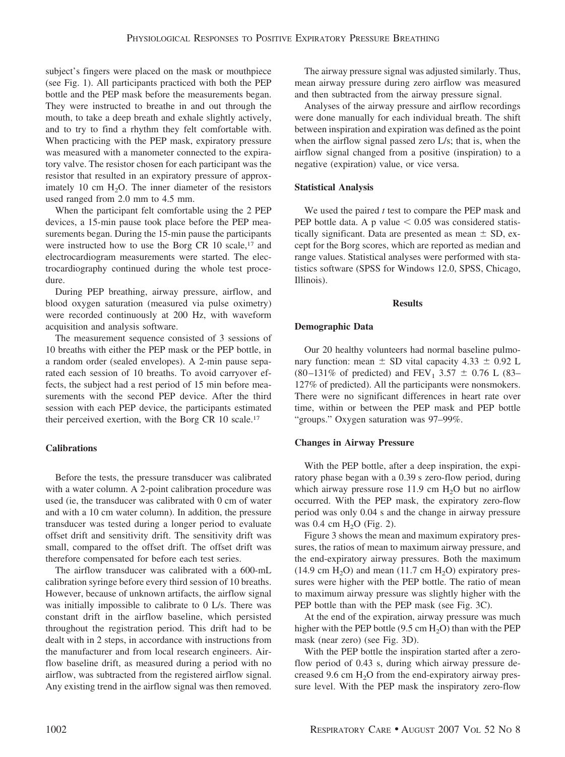subject's fingers were placed on the mask or mouthpiece (see Fig. 1). All participants practiced with both the PEP bottle and the PEP mask before the measurements began. They were instructed to breathe in and out through the mouth, to take a deep breath and exhale slightly actively, and to try to find a rhythm they felt comfortable with. When practicing with the PEP mask, expiratory pressure was measured with a manometer connected to the expiratory valve. The resistor chosen for each participant was the resistor that resulted in an expiratory pressure of approximately 10 cm $H_2O$. The inner diameter of the resistors used ranged from 2.0 mm to 4.5 mm.

When the participant felt comfortable using the 2 PEP devices, a 15-min pause took place before the PEP measurements began. During the 15-min pause the participants were instructed how to use the Borg CR 10 scale,[17] and electrocardiogram measurements were started. The electrocardiography continued during the whole test procedure.

During PEP breathing, airway pressure, airflow, and blood oxygen saturation (measured via pulse oximetry) were recorded continuously at 200 Hz, with waveform acquisition and analysis software.

The measurement sequence consisted of 3 sessions of 10 breaths with either the PEP mask or the PEP bottle, in a random order (sealed envelopes). A 2-min pause separated each session of 10 breaths. To avoid carryover effects, the subject had a rest period of 15 min before measurements with the second PEP device. After the third session with each PEP device, the participants estimated their perceived exertion, with the Borg CR 10 scale.[17]

### Calibrations

Before the tests, the pressure transducer was calibrated with a water column. A 2-point calibration procedure was used (ie, the transducer was calibrated with 0 cm of water and with a 10 cm water column). In addition, the pressure transducer was tested during a longer period to evaluate offset drift and sensitivity drift. The sensitivity drift was small, compared to the offset drift. The offset drift was therefore compensated for before each test series.

The airflow transducer was calibrated with a 600-mL calibration syringe before every third session of 10 breaths. However, because of unknown artifacts, the airflow signal was initially impossible to calibrate to 0 L/s. There was constant drift in the airflow baseline, which persisted throughout the registration period. This drift had to be dealt with in 2 steps, in accordance with instructions from the manufacturer and from local research engineers. Airflow baseline drift, as measured during a period with no airflow, was subtracted from the registered airflow signal. Any existing trend in the airflow signal was then removed.

The airway pressure signal was adjusted similarly. Thus, mean airway pressure during zero airflow was measured and then subtracted from the airway pressure signal.

Analyses of the airway pressure and airflow recordings were done manually for each individual breath. The shift between inspiration and expiration was defined as the point when the airflow signal passed zero L/s; that is, when the airflow signal changed from a positive (inspiration) to a negative (expiration) value, or vice versa.

### Statistical Analysis

We used the paired *t* test to compare the PEP mask and PEP bottle data. A $p < 0.05$ was considered statistically significant. Data are presented as mean $\pm$ SD, except for the Borg scores, which are reported as median and range values. Statistical analyses were performed with statistics software (SPSS for Windows 12.0, SPSS, Chicago, Illinois).

## Results

### Demographic Data

Our 20 healthy volunteers had normal baseline pulmonary function: mean $\pm$ SD vital capacity 4.33 $\pm$ 0.92 L (80–131% of predicted) and $FEV_1$ 3.57 $\pm$ 0.76 L (83–127% of predicted). All the participants were nonsmokers. There were no significant differences in heart rate over time, within or between the PEP mask and PEP bottle "groups." Oxygen saturation was 97–99%.

### Changes in Airway Pressure

With the PEP bottle, after a deep inspiration, the expiratory phase began with a 0.39 s zero-flow period, during which airway pressure rose 11.9 cm $H_2O$ but no airflow occurred. With the PEP mask, the expiratory zero-flow period was only 0.04 s and the change in airway pressure was 0.4 cm $H_2O$ (Fig. 2).

Figure 3 shows the mean and maximum expiratory pressures, the ratios of mean to maximum airway pressure, and the end-expiratory airway pressures. Both the maximum (14.9 cm $H_2O$) and mean (11.7 cm $H_2O$) expiratory pressures were higher with the PEP bottle. The ratio of mean to maximum airway pressure was slightly higher with the PEP bottle than with the PEP mask (see Fig. 3C).

At the end of the expiration, airway pressure was much higher with the PEP bottle (9.5 cm $H_2O$) than with the PEP mask (near zero) (see Fig. 3D).

With the PEP bottle the inspiration started after a zero-flow period of 0.43 s, during which airway pressure decreased 9.6 cm $H_2O$ from the end-expiratory airway pressure level. With the PEP mask the inspiratory zero-flow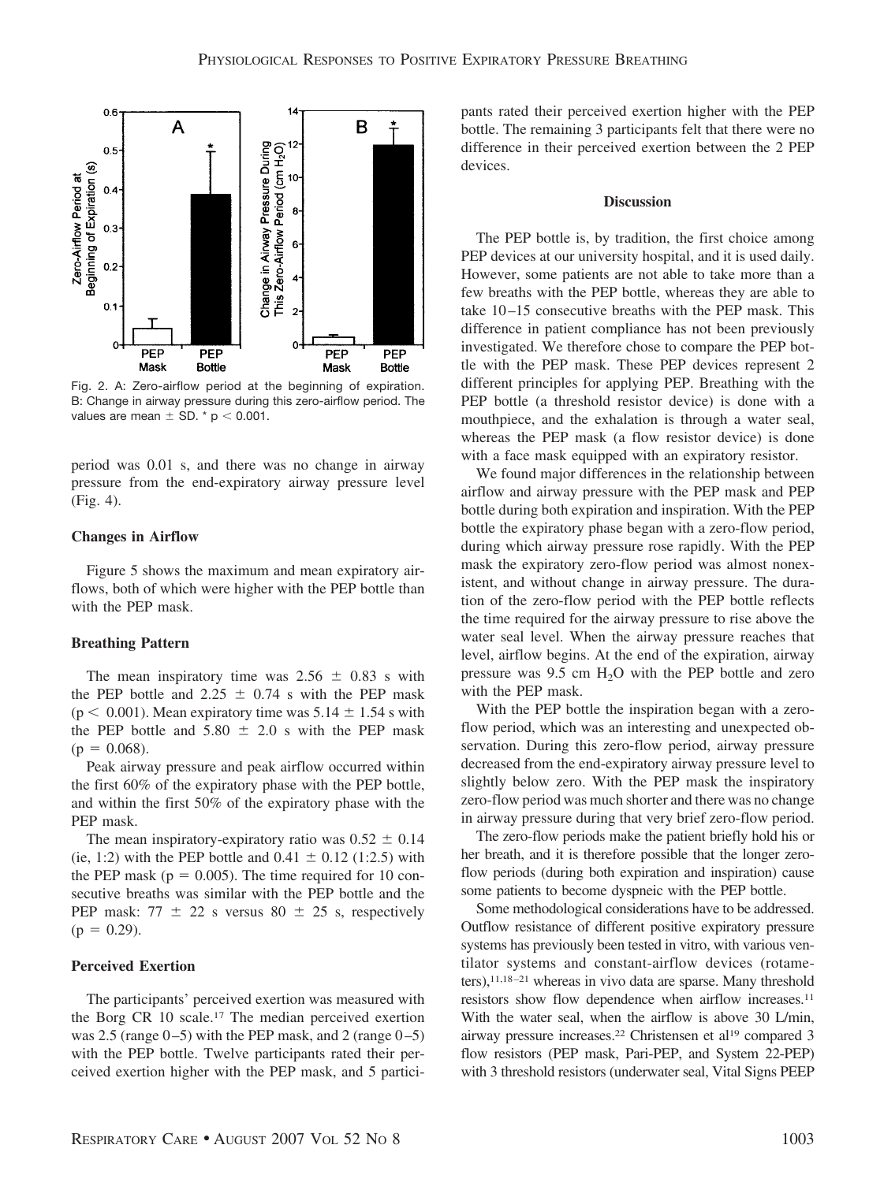Fig. 2. A: Zero-airflow period at the beginning of expiration. B: Change in airway pressure during this zero-airflow period. The values are mean ± SD. * $p < 0.001$.

period was 0.01 s, and there was no change in airway pressure from the end-expiratory airway pressure level (Fig. 4).

### Changes in Airflow

Figure 5 shows the maximum and mean expiratory airflows, both of which were higher with the PEP bottle than with the PEP mask.

### Breathing Pattern

The mean inspiratory time was 2.56 ± 0.83 s with the PEP bottle and 2.25 ± 0.74 s with the PEP mask ($p < 0.001$). Mean expiratory time was 5.14 ± 1.54 s with the PEP bottle and 5.80 ± 2.0 s with the PEP mask ($p = 0.068$).

Peak airway pressure and peak airflow occurred within the first 60% of the expiratory phase with the PEP bottle, and within the first 50% of the expiratory phase with the PEP mask.

The mean inspiratory-expiratory ratio was 0.52 ± 0.14 (ie, 1:2) with the PEP bottle and 0.41 ± 0.12 (1:2.5) with the PEP mask ($p = 0.005$). The time required for 10 consecutive breaths was similar with the PEP bottle and the PEP mask: 77 ± 22 s versus 80 ± 25 s, respectively ($p = 0.29$).

### Perceived Exertion

The participants' perceived exertion was measured with the Borg CR 10 scale.[17] The median perceived exertion was 2.5 (range 0–5) with the PEP mask, and 2 (range 0–5) with the PEP bottle. Twelve participants rated their perceived exertion higher with the PEP mask, and 5 participants rated their perceived exertion higher with the PEP bottle. The remaining 3 participants felt that there were no difference in their perceived exertion between the 2 PEP devices.

## Discussion

The PEP bottle is, by tradition, the first choice among PEP devices at our university hospital, and it is used daily. However, some patients are not able to take more than a few breaths with the PEP bottle, whereas they are able to take 10–15 consecutive breaths with the PEP mask. This difference in patient compliance has not been previously investigated. We therefore chose to compare the PEP bottle with the PEP mask. These PEP devices represent 2 different principles for applying PEP. Breathing with the PEP bottle (a threshold resistor device) is done with a mouthpiece, and the exhalation is through a water seal, whereas the PEP mask (a flow resistor device) is done with a face mask equipped with an expiratory resistor.

We found major differences in the relationship between airflow and airway pressure with the PEP mask and PEP bottle during both expiration and inspiration. With the PEP bottle the expiratory phase began with a zero-flow period, during which airway pressure rose rapidly. With the PEP mask the expiratory zero-flow period was almost nonexistent, and without change in airway pressure. The duration of the zero-flow period with the PEP bottle reflects the time required for the airway pressure to rise above the water seal level. When the airway pressure reaches that level, airflow begins. At the end of the expiration, airway pressure was 9.5 cm $H_2O$ with the PEP bottle and zero with the PEP mask.

With the PEP bottle the inspiration began with a zero-flow period, which was an interesting and unexpected observation. During this zero-flow period, airway pressure decreased from the end-expiratory airway pressure level to slightly below zero. With the PEP mask the inspiratory zero-flow period was much shorter and there was no change in airway pressure during that very brief zero-flow period.

The zero-flow periods make the patient briefly hold his or her breath, and it is therefore possible that the longer zero-flow periods (during both expiration and inspiration) cause some patients to become dyspneic with the PEP bottle.

Some methodological considerations have to be addressed. Outflow resistance of different positive expiratory pressure systems has previously been tested in vitro, with various ventilator systems and constant-airflow devices (rotameters),[11,18–21] whereas in vivo data are sparse. Many threshold resistors show flow dependence when airflow increases.[11] With the water seal, when the airflow is above 30 L/min, airway pressure increases.[22] Christensen et al[19] compared 3 flow resistors (PEP mask, Pari-PEP, and System 22-PEP) with 3 threshold resistors (underwater seal, Vital Signs PEEP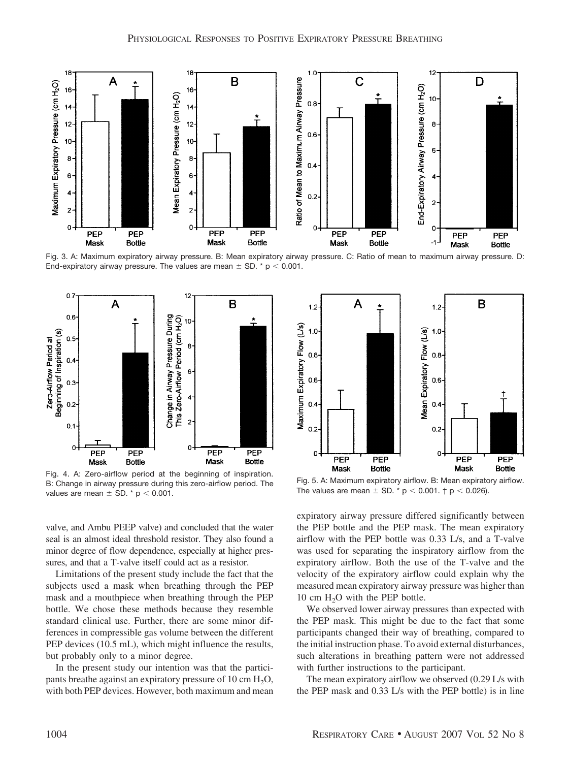Fig. 3. A: Maximum expiratory airway pressure. B: Mean expiratory airway pressure. C: Ratio of mean to maximum airway pressure. D: End-expiratory airway pressure. The values are mean ± SD. * $p < 0.001$.

Fig. 4. A: Zero-airflow period at the beginning of inspiration. B: Change in airway pressure during this zero-airflow period. The values are mean ± SD. * $p < 0.001$.

Fig. 5. A: Maximum expiratory airflow. B: Mean expiratory airflow. The values are mean ± SD. * $p < 0.001$. † $p < 0.026$).

valve, and Ambu PEEP valve) and concluded that the water seal is an almost ideal threshold resistor. They also found a minor degree of flow dependence, especially at higher pressures, and that a T-valve itself could act as a resistor.

Limitations of the present study include the fact that the subjects used a mask when breathing through the PEP mask and a mouthpiece when breathing through the PEP bottle. We chose these methods because they resemble standard clinical use. Further, there are some minor differences in compressible gas volume between the different PEP devices (10.5 mL), which might influence the results, but probably only to a minor degree.

In the present study our intention was that the participants breathe against an expiratory pressure of 10 cm $H_2O$, with both PEP devices. However, both maximum and mean expiratory airway pressure differed significantly between the PEP bottle and the PEP mask. The mean expiratory airflow with the PEP bottle was 0.33 L/s, and a T-valve was used for separating the inspiratory airflow from the expiratory airflow. Both the use of the T-valve and the velocity of the expiratory airflow could explain why the measured mean expiratory airway pressure was higher than 10 cm $H_2O$ with the PEP bottle.

We observed lower airway pressures than expected with the PEP mask. This might be due to the fact that some participants changed their way of breathing, compared to the initial instruction phase. To avoid external disturbances, such alterations in breathing pattern were not addressed with further instructions to the participant.

The mean expiratory airflow we observed (0.29 L/s with the PEP mask and 0.33 L/s with the PEP bottle) is in line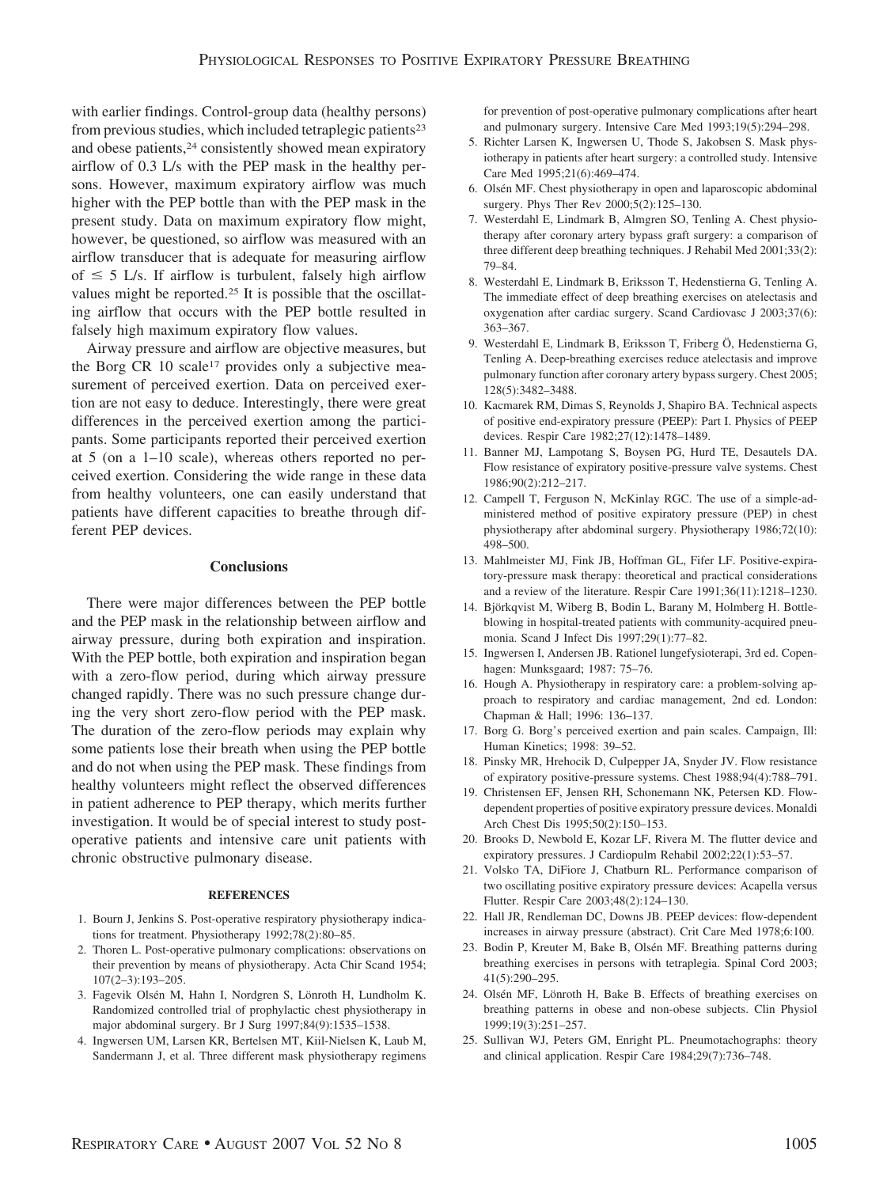with earlier findings. Control-group data (healthy persons) from previous studies, which included tetraplegic patients[23] and obese patients,[24] consistently showed mean expiratory airflow of 0.3 L/s with the PEP mask in the healthy persons. However, maximum expiratory airflow was much higher with the PEP bottle than with the PEP mask in the present study. Data on maximum expiratory flow might, however, be questioned, so airflow was measured with an airflow transducer that is adequate for measuring airflow of $\leq$ 5 L/s. If airflow is turbulent, falsely high airflow values might be reported.[25] It is possible that the oscillating airflow that occurs with the PEP bottle resulted in falsely high maximum expiratory flow values.

Airway pressure and airflow are objective measures, but the Borg CR 10 scale[17] provides only a subjective measurement of perceived exertion. Data on perceived exertion are not easy to deduce. Interestingly, there were great differences in the perceived exertion among the participants. Some participants reported their perceived exertion at 5 (on a 1–10 scale), whereas others reported no perceived exertion. Considering the wide range in these data from healthy volunteers, one can easily understand that patients have different capacities to breathe through different PEP devices.

## Conclusions

There were major differences between the PEP bottle and the PEP mask in the relationship between airflow and airway pressure, during both expiration and inspiration. With the PEP bottle, both expiration and inspiration began with a zero-flow period, during which airway pressure changed rapidly. There was no such pressure change during the very short zero-flow period with the PEP mask. The duration of the zero-flow periods may explain why some patients lose their breath when using the PEP bottle and do not when using the PEP mask. These findings from healthy volunteers might reflect the observed differences in patient adherence to PEP therapy, which merits further investigation. It would be of special interest to study postoperative patients and intensive care unit patients with chronic obstructive pulmonary disease.

## REFERENCES

1. Bourn J, Jenkins S. Post-operative respiratory physiotherapy indications for treatment. Physiotherapy 1992;78(2):80–85.
2. Thoren L. Post-operative pulmonary complications: observations on their prevention by means of physiotherapy. Acta Chir Scand 1954; 107(2–3):193–205.
3. Fagevik Olsén M, Hahn I, Nordgren S, Lönroth H, Lundholm K. Randomized controlled trial of prophylactic chest physiotherapy in major abdominal surgery. Br J Surg 1997;84(9):1535–1538.
4. Ingwersen UM, Larsen KR, Bertelsen MT, Kiil-Nielsen K, Laub M, Sandermann J, et al. Three different mask physiotherapy regimens for prevention of post-operative pulmonary complications after heart and pulmonary surgery. Intensive Care Med 1993;19(5):294–298.
5. Richter Larsen K, Ingwersen U, Thode S, Jakobsen S. Mask physiotherapy in patients after heart surgery: a controlled study. Intensive Care Med 1995;21(6):469–474.
6. Olsén MF. Chest physiotherapy in open and laparoscopic abdominal surgery. Phys Ther Rev 2000;5(2):125–130.
7. Westerdahl E, Lindmark B, Almgren SO, Tenling A. Chest physiotherapy after coronary artery bypass graft surgery: a comparison of three different deep breathing techniques. J Rehabil Med 2001;33(2): 79–84.
8. Westerdahl E, Lindmark B, Eriksson T, Hedenstierna G, Tenling A. The immediate effect of deep breathing exercises on atelectasis and oxygenation after cardiac surgery. Scand Cardiovasc J 2003;37(6): 363–367.
9. Westerdahl E, Lindmark B, Eriksson T, Friberg Ö, Hedenstierna G, Tenling A. Deep-breathing exercises reduce atelectasis and improve pulmonary function after coronary artery bypass surgery. Chest 2005; 128(5):3482–3488.
10. Kacmarek RM, Dimas S, Reynolds J, Shapiro BA. Technical aspects of positive end-expiratory pressure (PEEP): Part I. Physics of PEEP devices. Respir Care 1982;27(12):1478–1489.
11. Banner MJ, Lampotang S, Boysen PG, Hurd TE, Desautels DA. Flow resistance of expiratory positive-pressure valve systems. Chest 1986;90(2):212–217.
12. Campell T, Ferguson N, McKinlay RGC. The use of a simple-administered method of positive expiratory pressure (PEP) in chest physiotherapy after abdominal surgery. Physiotherapy 1986;72(10): 498–500.
13. Mahlmeister MJ, Fink JB, Hoffman GL, Fifer LF. Positive-expiratory-pressure mask therapy: theoretical and practical considerations and a review of the literature. Respir Care 1991;36(11):1218–1230.
14. Björkqvist M, Wiberg B, Bodin L, Barany M, Holmberg H. Bottle-blowing in hospital-treated patients with community-acquired pneumonia. Scand J Infect Dis 1997;29(1):77–82.
15. Ingwersen I, Andersen JB. Rationel lungefysioterapi, 3rd ed. Copenhagen: Munksgaard; 1987: 75–76.
16. Hough A. Physiotherapy in respiratory care: a problem-solving approach to respiratory and cardiac management, 2nd ed. London: Chapman & Hall; 1996: 136–137.
17. Borg G. Borg's perceived exertion and pain scales. Campaign, Ill: Human Kinetics; 1998: 39–52.
18. Pinsky MR, Hrehocik D, Culpepper JA, Snyder JV. Flow resistance of expiratory positive-pressure systems. Chest 1988;94(4):788–791.
19. Christensen EF, Jensen RH, Schonemann NK, Petersen KD. Flow-dependent properties of positive expiratory pressure devices. Monaldi Arch Chest Dis 1995;50(2):150–153.
20. Brooks D, Newbold E, Kozar LF, Rivera M. The flutter device and expiratory pressures. J Cardiopulm Rehabil 2002;22(1):53–57.
21. Volsko TA, DiFiore J, Chatburn RL. Performance comparison of two oscillating positive expiratory pressure devices: Acapella versus Flutter. Respir Care 2003;48(2):124–130.
22. Hall JR, Rendleman DC, Downs JB. PEEP devices: flow-dependent increases in airway pressure (abstract). Crit Care Med 1978;6:100.
23. Bodin P, Kreuter M, Bake B, Olsén MF. Breathing patterns during breathing exercises in persons with tetraplegia. Spinal Cord 2003; 41(5):290–295.
24. Olsén MF, Lönroth H, Bake B. Effects of breathing exercises on breathing patterns in obese and non-obese subjects. Clin Physiol 1999;19(3):251–257.
25. Sullivan WJ, Peters GM, Enright PL. Pneumotachographs: theory and clinical application. Respir Care 1984;29(7):736–748.